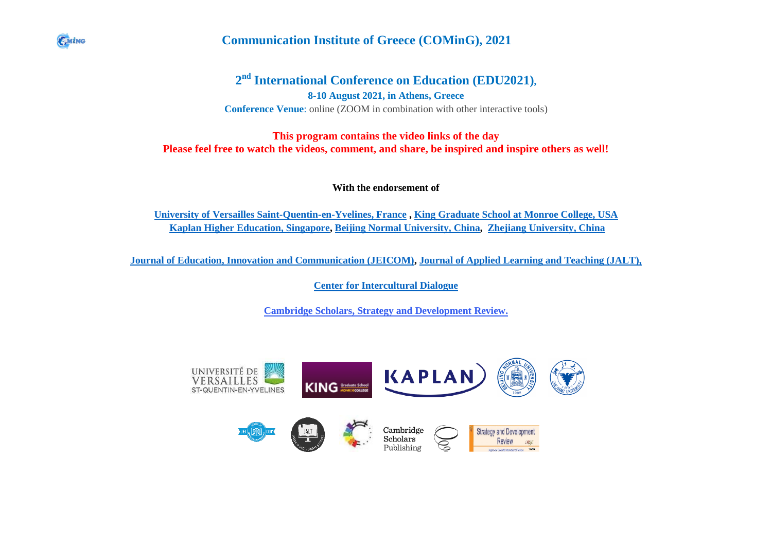# Communication Institute of Greece (COMinG), 2021

## 2nd International Conference on Education (EDU2021),

**8-10 August 2021, in Athens, Greece**

**Conference Venue**: online (ZOOM in combination with other interactive tools)

**This program contains the video links of the day**
**Please feel free to watch the videos, comment, and share, be inspired and inspire others as well!**

**With the endorsement of**

**University of Versailles Saint-Quentin-en-Yvelines, France , King Graduate School at Monroe College, USA**
**Kaplan Higher Education, Singapore, Beijing Normal University, China, Zhejiang University, China**

**Journal of Education, Innovation and Communication (JEICOM), Journal of Applied Learning and Teaching (JALT),**

**Center for Intercultural Dialogue**

**Cambridge Scholars, Strategy and Development Review.**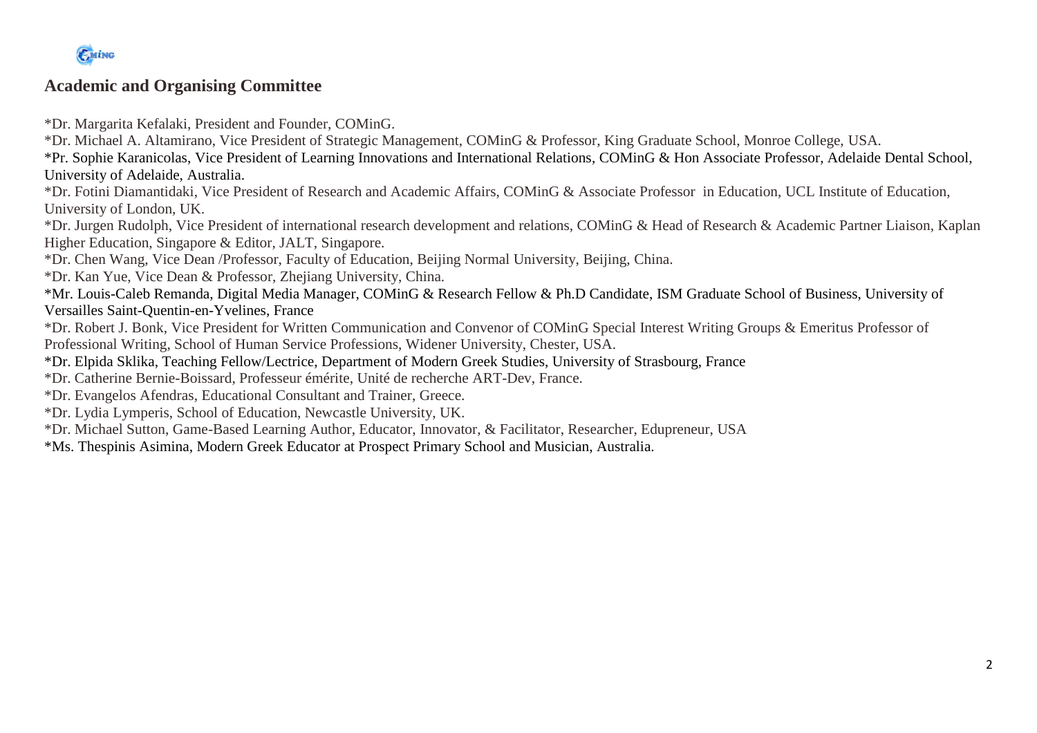## Academic and Organising Committee

*Dr. Margarita Kefalaki, President and Founder, COMinG.

*Dr. Michael A. Altamirano, Vice President of Strategic Management, COMinG & Professor, King Graduate School, Monroe College, USA.

*Pr. Sophie Karanicolas, Vice President of Learning Innovations and International Relations, COMinG & Hon Associate Professor, Adelaide Dental School, University of Adelaide, Australia.

*Dr. Fotini Diamantidaki, Vice President of Research and Academic Affairs, COMinG & Associate Professor in Education, UCL Institute of Education, University of London, UK.

*Dr. Jurgen Rudolph, Vice President of international research development and relations, COMinG & Head of Research & Academic Partner Liaison, Kaplan Higher Education, Singapore & Editor, JALT, Singapore.

*Dr. Chen Wang, Vice Dean /Professor, Faculty of Education, Beijing Normal University, Beijing, China.

*Dr. Kan Yue, Vice Dean & Professor, Zhejiang University, China.

*Mr. Louis-Caleb Remanda, Digital Media Manager, COMinG & Research Fellow & Ph.D Candidate, ISM Graduate School of Business, University of Versailles Saint-Quentin-en-Yvelines, France

*Dr. Robert J. Bonk, Vice President for Written Communication and Convenor of COMinG Special Interest Writing Groups & Emeritus Professor of Professional Writing, School of Human Service Professions, Widener University, Chester, USA.

*Dr. Elpida Sklika, Teaching Fellow/Lectrice, Department of Modern Greek Studies, University of Strasbourg, France

*Dr. Catherine Bernie-Boissard, Professeur émérite, Unité de recherche ART-Dev, France.

*Dr. Evangelos Afendras, Educational Consultant and Trainer, Greece.

*Dr. Lydia Lymperis, School of Education, Newcastle University, UK.

*Dr. Michael Sutton, Game-Based Learning Author, Educator, Innovator, & Facilitator, Researcher, Edupreneur, USA

*Ms. Thespinis Asimina, Modern Greek Educator at Prospect Primary School and Musician, Australia.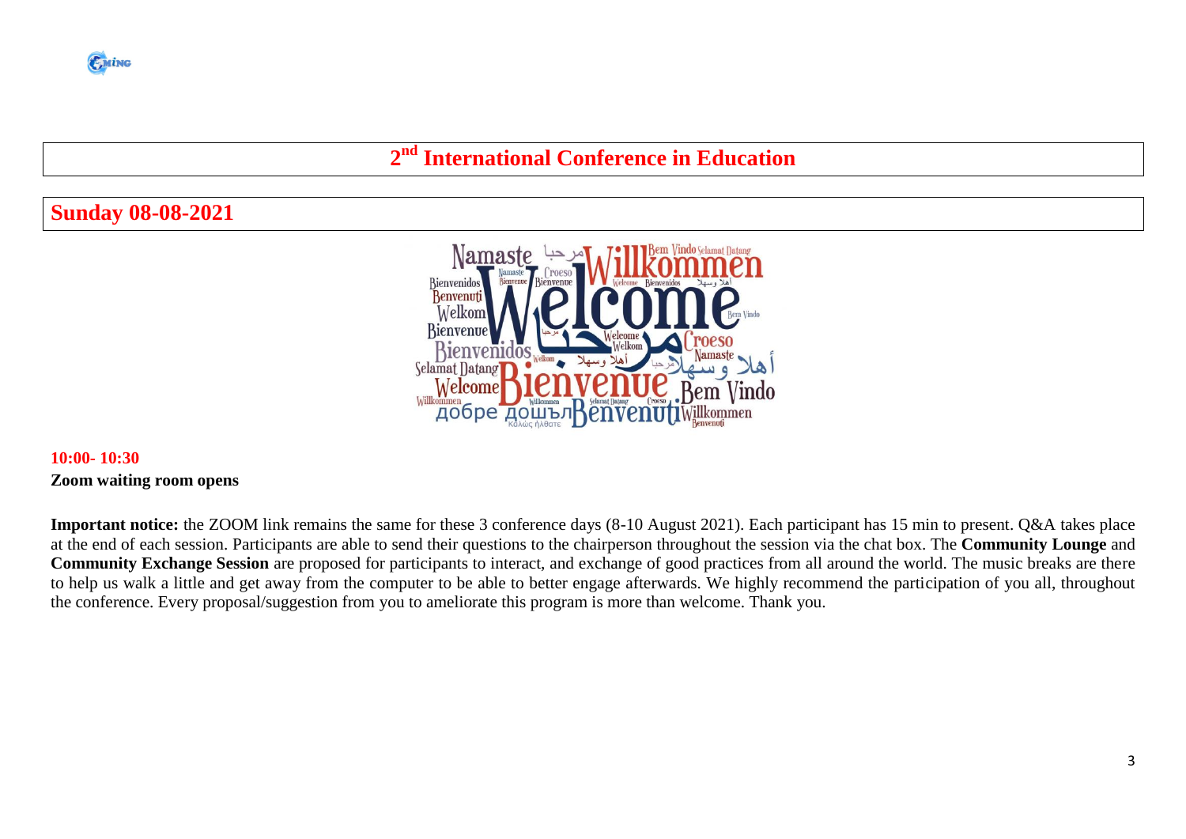# 2nd International Conference in Education

## Sunday 08-08-2021

**10:00- 10:30**

**Zoom waiting room opens**

**Important notice:** the ZOOM link remains the same for these 3 conference days (8-10 August 2021). Each participant has 15 min to present. Q&A takes place at the end of each session. Participants are able to send their questions to the chairperson throughout the session via the chat box. The **Community Lounge** and **Community Exchange Session** are proposed for participants to interact, and exchange of good practices from all around the world. The music breaks are there to help us walk a little and get away from the computer to be able to better engage afterwards. We highly recommend the participation of you all, throughout the conference. Every proposal/suggestion from you to ameliorate this program is more than welcome. Thank you.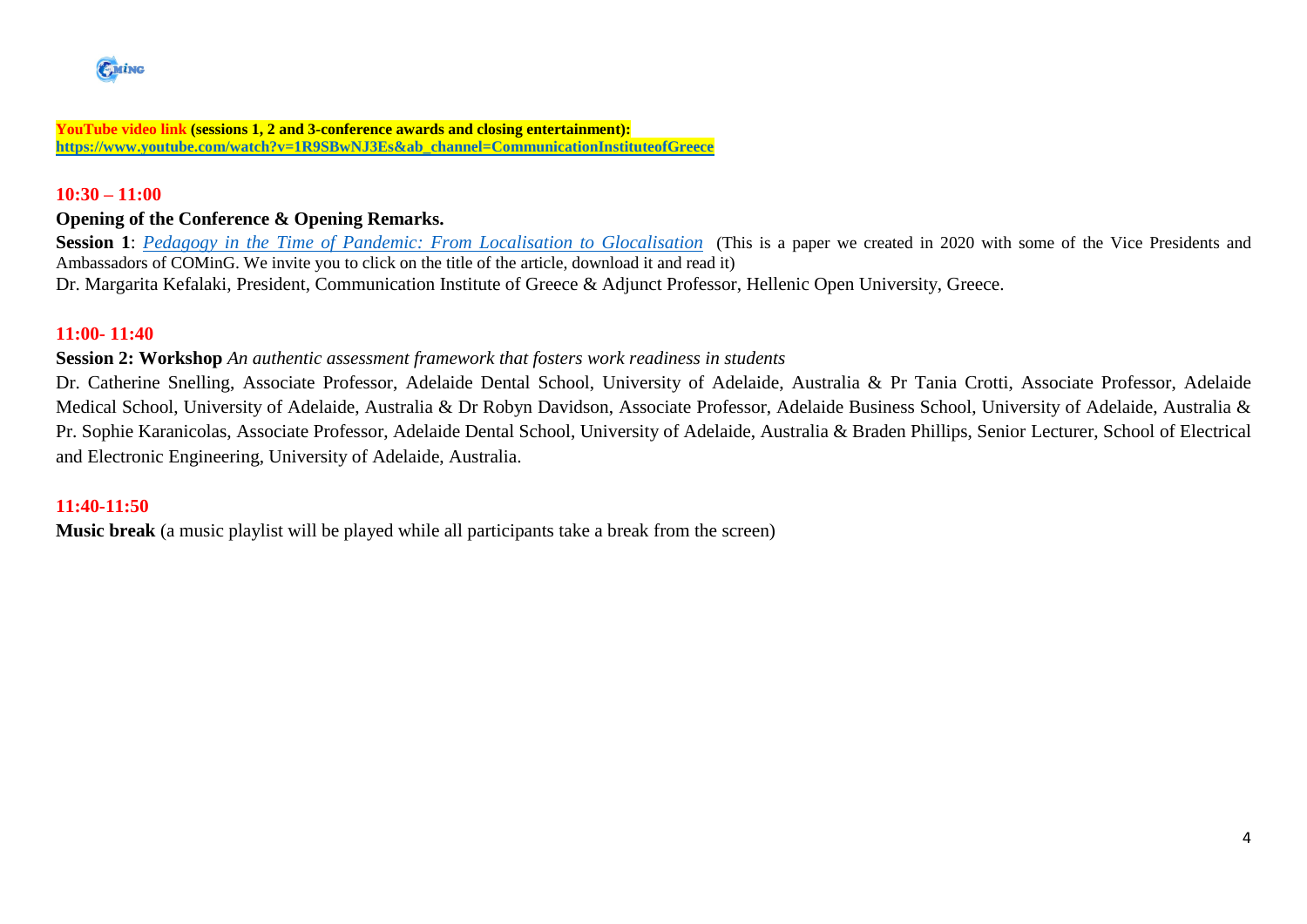**YouTube video link (sessions 1, 2 and 3-conference awards and closing entertainment):** **https://www.youtube.com/watch?v=1R9SBwNJ3Es&ab_channel=CommunicationInstituteofGreece**

**10:30 – 11:00**

**Opening of the Conference & Opening Remarks.**

**Session 1**: *Pedagogy in the Time of Pandemic: From Localisation to Glocalisation* (This is a paper we created in 2020 with some of the Vice Presidents and Ambassadors of COMinG. We invite you to click on the title of the article, download it and read it)

Dr. Margarita Kefalaki, President, Communication Institute of Greece & Adjunct Professor, Hellenic Open University, Greece.

**11:00- 11:40**

**Session 2: Workshop** *An authentic assessment framework that fosters work readiness in students*

Dr. Catherine Snelling, Associate Professor, Adelaide Dental School, University of Adelaide, Australia & Pr Tania Crotti, Associate Professor, Adelaide Medical School, University of Adelaide, Australia & Dr Robyn Davidson, Associate Professor, Adelaide Business School, University of Adelaide, Australia & Pr. Sophie Karanicolas, Associate Professor, Adelaide Dental School, University of Adelaide, Australia & Braden Phillips, Senior Lecturer, School of Electrical and Electronic Engineering, University of Adelaide, Australia.

**11:40-11:50**

**Music break** (a music playlist will be played while all participants take a break from the screen)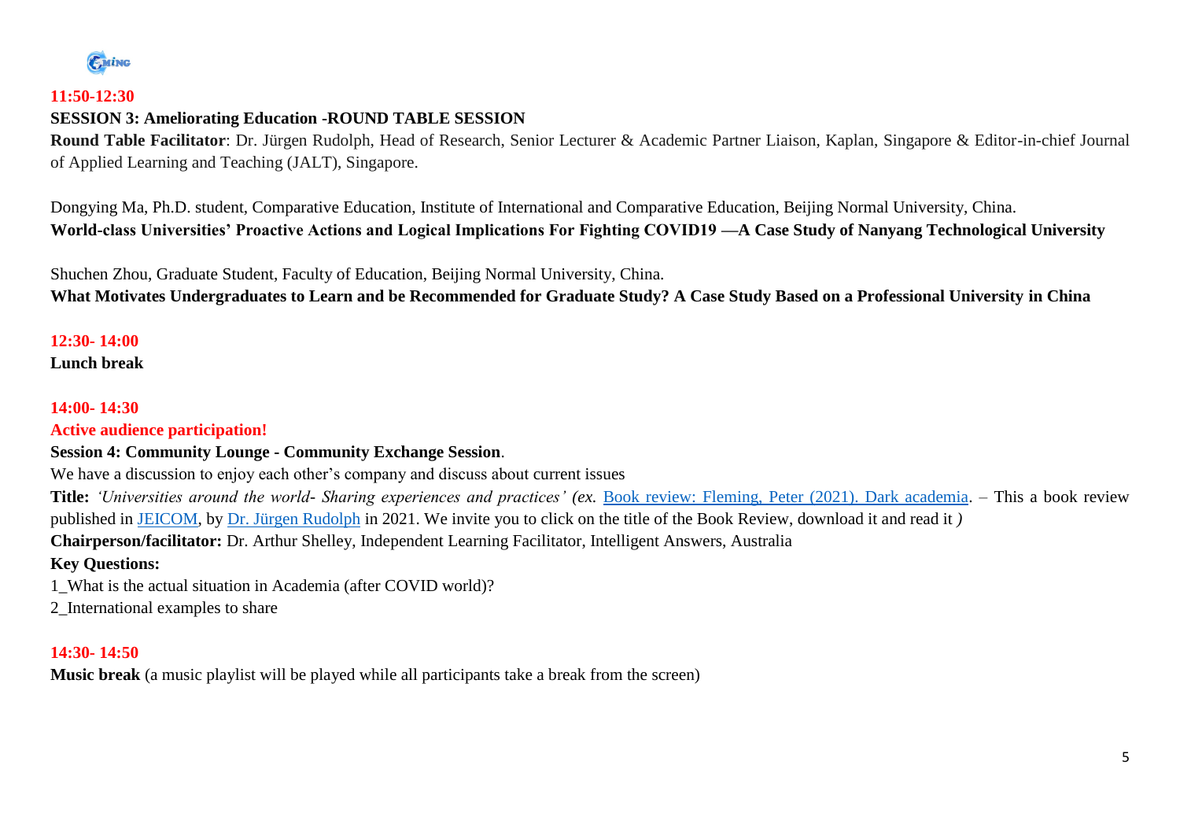**11:50-12:30**

**SESSION 3: Ameliorating Education -ROUND TABLE SESSION**

**Round Table Facilitator**: Dr. Jürgen Rudolph, Head of Research, Senior Lecturer & Academic Partner Liaison, Kaplan, Singapore & Editor-in-chief Journal of Applied Learning and Teaching (JALT), Singapore.

Dongying Ma, Ph.D. student, Comparative Education, Institute of International and Comparative Education, Beijing Normal University, China.

**World-class Universities' Proactive Actions and Logical Implications For Fighting COVID19 —A Case Study of Nanyang Technological University**

Shuchen Zhou, Graduate Student, Faculty of Education, Beijing Normal University, China.

**What Motivates Undergraduates to Learn and be Recommended for Graduate Study? A Case Study Based on a Professional University in China**

**12:30- 14:00**

**Lunch break**

**14:00- 14:30**

**Active audience participation!**

**Session 4: Community Lounge - Community Exchange Session**.

We have a discussion to enjoy each other's company and discuss about current issues

**Title:** *'Universities around the world- Sharing experiences and practices' (ex.* Book review: Fleming, Peter (2021). Dark academia. – This a book review published in JEICOM, by Dr. Jürgen Rudolph in 2021. We invite you to click on the title of the Book Review, download it and read it *)*

**Chairperson/facilitator:** Dr. Arthur Shelley, Independent Learning Facilitator, Intelligent Answers, Australia

**Key Questions:**

1_What is the actual situation in Academia (after COVID world)?

2_International examples to share

**14:30- 14:50**

**Music break** (a music playlist will be played while all participants take a break from the screen)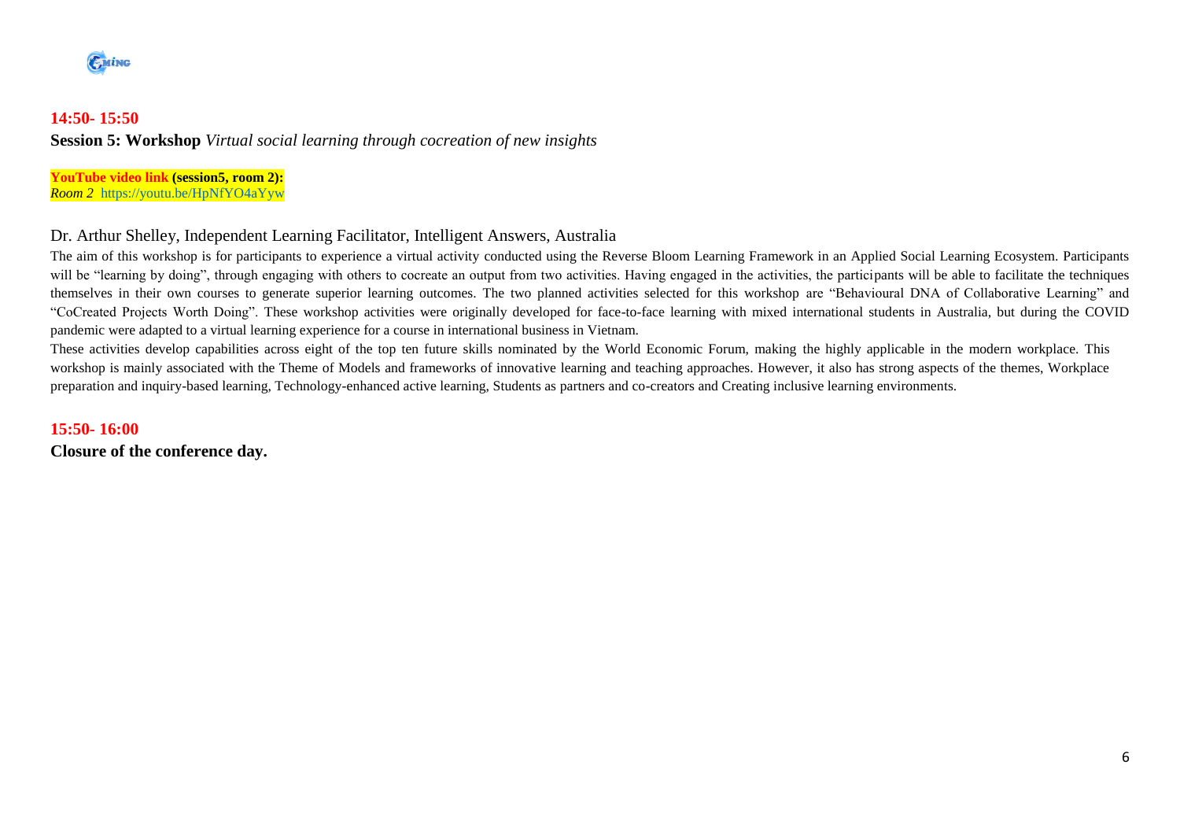**14:50- 15:50**

**Session 5: Workshop** *Virtual social learning through cocreation of new insights*

**YouTube video link (session5, room 2):**
*Room 2* https://youtu.be/HpNfYO4aYyw

Dr. Arthur Shelley, Independent Learning Facilitator, Intelligent Answers, Australia

The aim of this workshop is for participants to experience a virtual activity conducted using the Reverse Bloom Learning Framework in an Applied Social Learning Ecosystem. Participants will be "learning by doing", through engaging with others to cocreate an output from two activities. Having engaged in the activities, the participants will be able to facilitate the techniques themselves in their own courses to generate superior learning outcomes. The two planned activities selected for this workshop are "Behavioural DNA of Collaborative Learning" and "CoCreated Projects Worth Doing". These workshop activities were originally developed for face-to-face learning with mixed international students in Australia, but during the COVID pandemic were adapted to a virtual learning experience for a course in international business in Vietnam.

These activities develop capabilities across eight of the top ten future skills nominated by the World Economic Forum, making the highly applicable in the modern workplace. This workshop is mainly associated with the Theme of Models and frameworks of innovative learning and teaching approaches. However, it also has strong aspects of the themes, Workplace preparation and inquiry-based learning, Technology-enhanced active learning, Students as partners and co-creators and Creating inclusive learning environments.

**15:50- 16:00**

**Closure of the conference day.**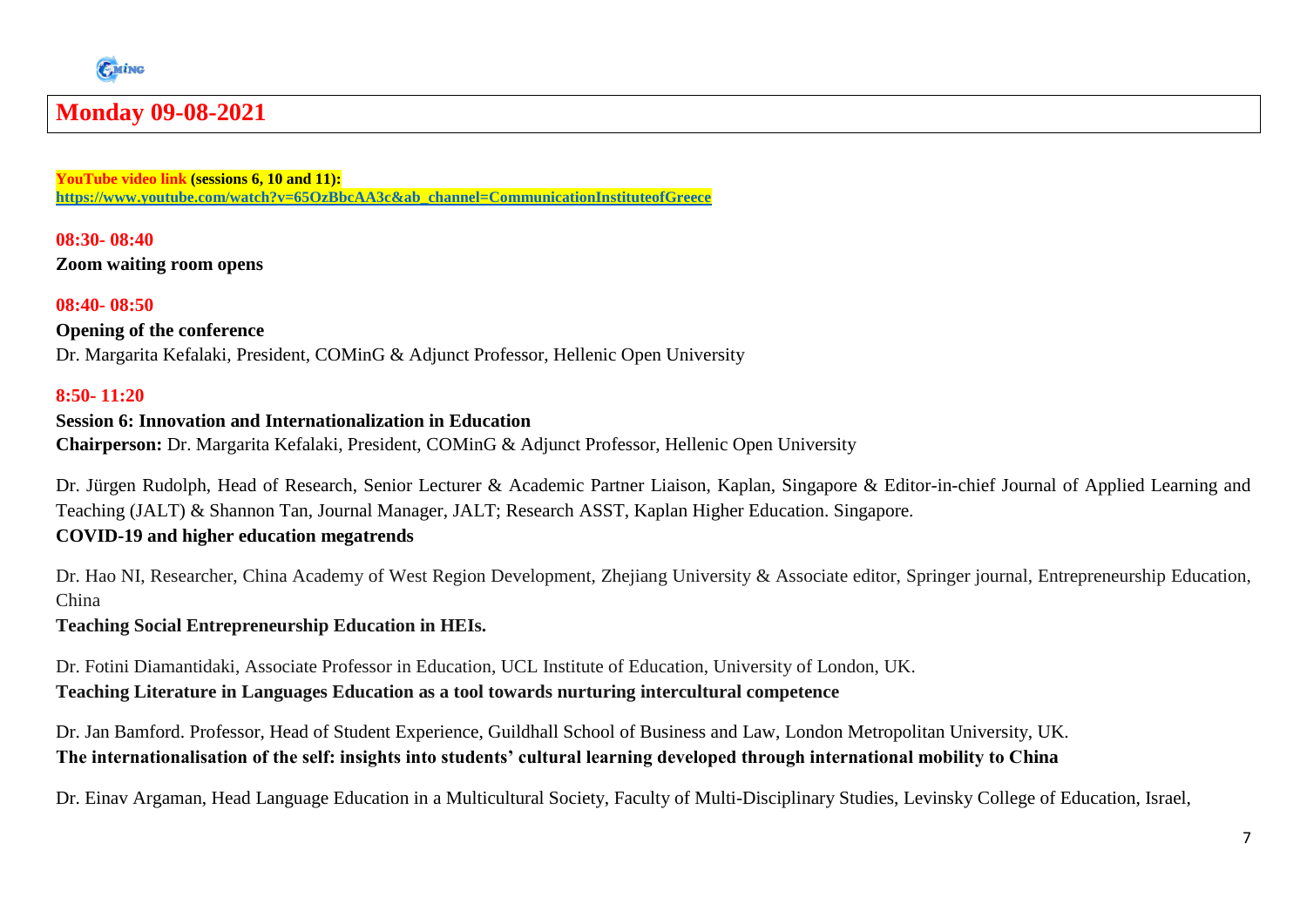# Monday 09-08-2021

**YouTube video link (sessions 6, 10 and 11):**
**https://www.youtube.com/watch?v=65OzBbcAA3c&ab_channel=CommunicationInstituteofGreece**

**08:30- 08:40**
**Zoom waiting room opens**

**08:40- 08:50**
**Opening of the conference**
Dr. Margarita Kefalaki, President, COMinG & Adjunct Professor, Hellenic Open University

**8:50- 11:20**
**Session 6: Innovation and Internationalization in Education**
**Chairperson:** Dr. Margarita Kefalaki, President, COMinG & Adjunct Professor, Hellenic Open University

Dr. Jürgen Rudolph, Head of Research, Senior Lecturer & Academic Partner Liaison, Kaplan, Singapore & Editor-in-chief Journal of Applied Learning and Teaching (JALT) & Shannon Tan, Journal Manager, JALT; Research ASST, Kaplan Higher Education. Singapore.
**COVID-19 and higher education megatrends**

Dr. Hao NI, Researcher, China Academy of West Region Development, Zhejiang University & Associate editor, Springer journal, Entrepreneurship Education, China
**Teaching Social Entrepreneurship Education in HEIs.**

Dr. Fotini Diamantidaki, Associate Professor in Education, UCL Institute of Education, University of London, UK.
**Teaching Literature in Languages Education as a tool towards nurturing intercultural competence**

Dr. Jan Bamford. Professor, Head of Student Experience, Guildhall School of Business and Law, London Metropolitan University, UK.
**The internationalisation of the self: insights into students' cultural learning developed through international mobility to China**

Dr. Einav Argaman, Head Language Education in a Multicultural Society, Faculty of Multi-Disciplinary Studies, Levinsky College of Education, Israel,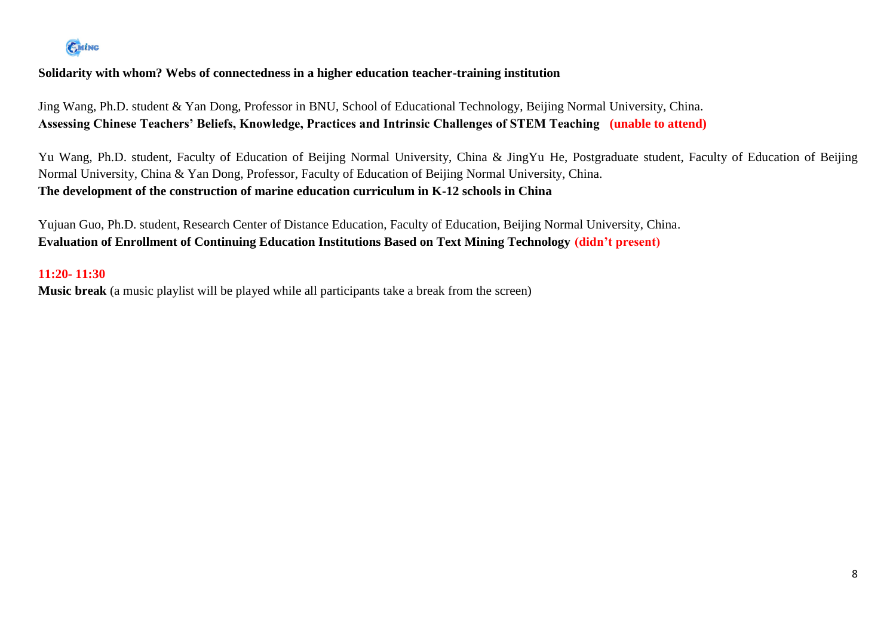**Solidarity with whom? Webs of connectedness in a higher education teacher-training institution**

Jing Wang, Ph.D. student & Yan Dong, Professor in BNU, School of Educational Technology, Beijing Normal University, China.
**Assessing Chinese Teachers' Beliefs, Knowledge, Practices and Intrinsic Challenges of STEM Teaching (unable to attend)**

Yu Wang, Ph.D. student, Faculty of Education of Beijing Normal University, China & JingYu He, Postgraduate student, Faculty of Education of Beijing Normal University, China & Yan Dong, Professor, Faculty of Education of Beijing Normal University, China.
**The development of the construction of marine education curriculum in K-12 schools in China**

Yujuan Guo, Ph.D. student, Research Center of Distance Education, Faculty of Education, Beijing Normal University, China.
**Evaluation of Enrollment of Continuing Education Institutions Based on Text Mining Technology (didn't present)**

**11:20- 11:30**
**Music break** (a music playlist will be played while all participants take a break from the screen)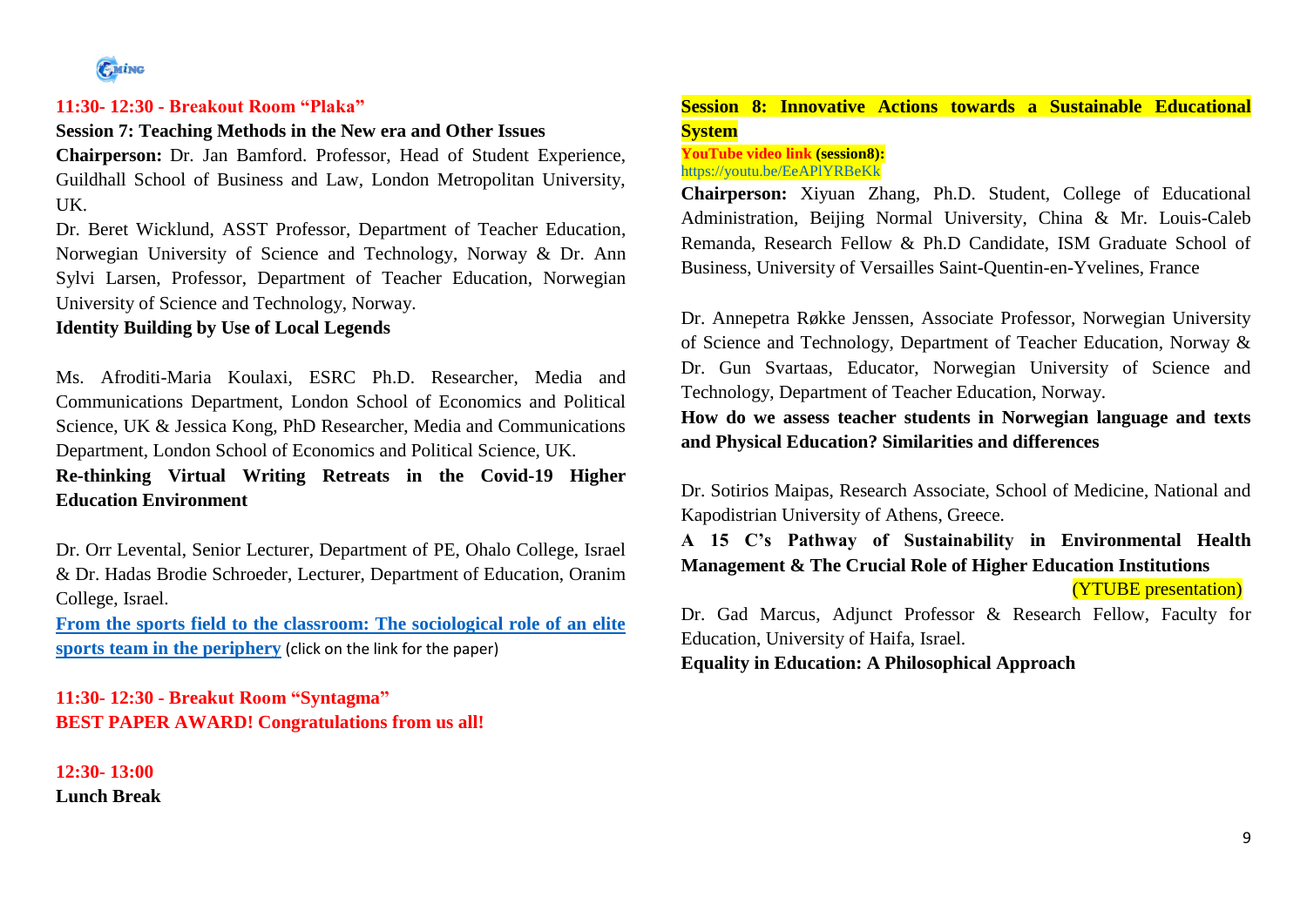**11:30- 12:30 - Breakout Room "Plaka"**

**Session 7: Teaching Methods in the New era and Other Issues**

**Chairperson:** Dr. Jan Bamford. Professor, Head of Student Experience, Guildhall School of Business and Law, London Metropolitan University, UK.

Dr. Beret Wicklund, ASST Professor, Department of Teacher Education, Norwegian University of Science and Technology, Norway & Dr. Ann Sylvi Larsen, Professor, Department of Teacher Education, Norwegian University of Science and Technology, Norway.

**Identity Building by Use of Local Legends**

Ms. Afroditi-Maria Koulaxi, ESRC Ph.D. Researcher, Media and Communications Department, London School of Economics and Political Science, UK & Jessica Kong, PhD Researcher, Media and Communications Department, London School of Economics and Political Science, UK.

**Re-thinking Virtual Writing Retreats in the Covid-19 Higher Education Environment**

Dr. Orr Levental, Senior Lecturer, Department of PE, Ohalo College, Israel & Dr. Hadas Brodie Schroeder, Lecturer, Department of Education, Oranim College, Israel.

**From the sports field to the classroom: The sociological role of an elite sports team in the periphery** (click on the link for the paper)

**11:30- 12:30 - Breakut Room "Syntagma"**

**BEST PAPER AWARD! Congratulations from us all!**

**12:30- 13:00**

**Lunch Break**

**Session 8: Innovative Actions towards a Sustainable Educational System**

**YouTube video link (session8):**
https://youtu.be/EeAPlYRBeKk

**Chairperson:** Xiyuan Zhang, Ph.D. Student, College of Educational Administration, Beijing Normal University, China & Mr. Louis-Caleb Remanda, Research Fellow & Ph.D Candidate, ISM Graduate School of Business, University of Versailles Saint-Quentin-en-Yvelines, France

Dr. Annepetra Røkke Jenssen, Associate Professor, Norwegian University of Science and Technology, Department of Teacher Education, Norway & Dr. Gun Svartaas, Educator, Norwegian University of Science and Technology, Department of Teacher Education, Norway.

**How do we assess teacher students in Norwegian language and texts and Physical Education? Similarities and differences**

Dr. Sotirios Maipas, Research Associate, School of Medicine, National and Kapodistrian University of Athens, Greece.

**A 15 C's Pathway of Sustainability in Environmental Health Management & The Crucial Role of Higher Education Institutions**

(YTUBE presentation)

Dr. Gad Marcus, Adjunct Professor & Research Fellow, Faculty for Education, University of Haifa, Israel.

**Equality in Education: A Philosophical Approach**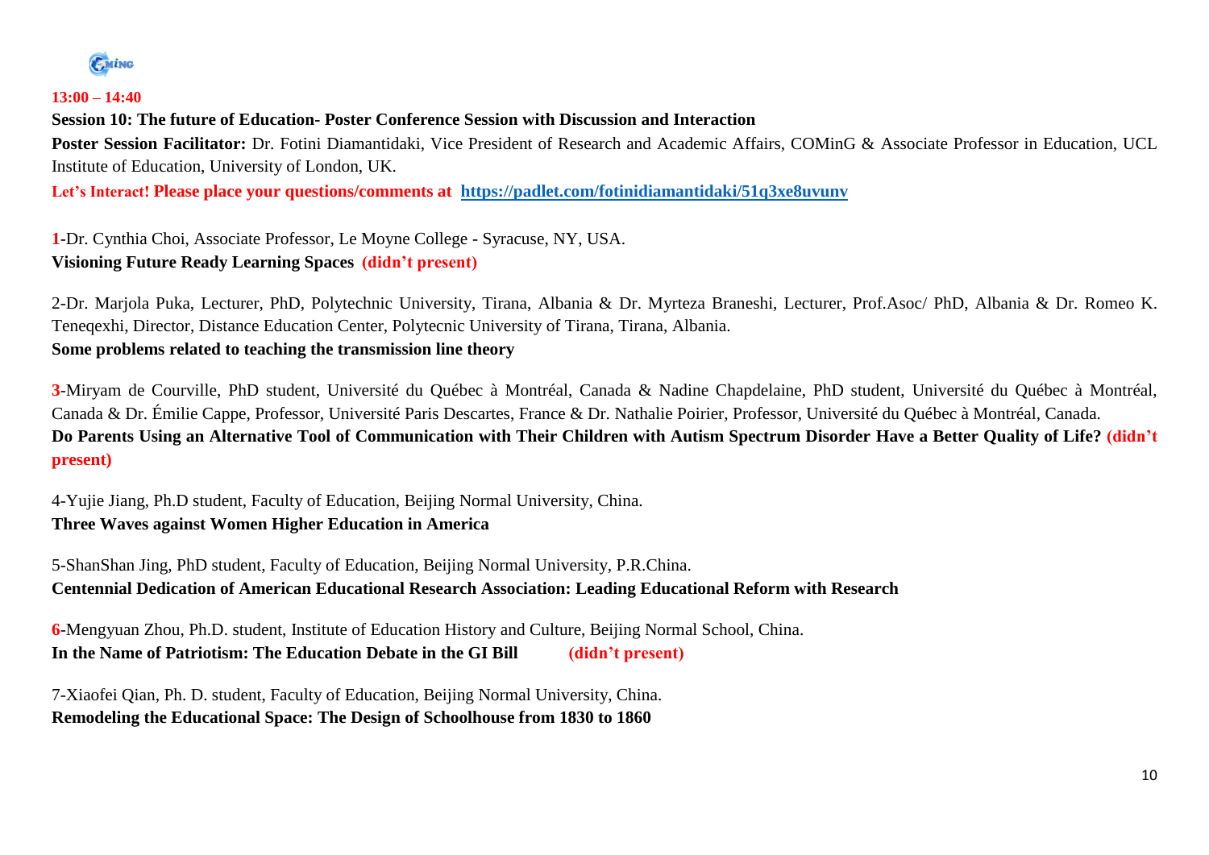**13:00 – 14:40**

**Session 10: The future of Education- Poster Conference Session with Discussion and Interaction**

**Poster Session Facilitator:** Dr. Fotini Diamantidaki, Vice President of Research and Academic Affairs, COMinG & Associate Professor in Education, UCL Institute of Education, University of London, UK.

**Let's Interact! Please place your questions/comments at [https://padlet.com/fotinidiamantidaki/51q3xe8uvunv](https://padlet.com/fotinidiamantidaki/51q3xe8uvunv)**

**1**-Dr. Cynthia Choi, Associate Professor, Le Moyne College - Syracuse, NY, USA.
**Visioning Future Ready Learning Spaces (didn't present)**

2-Dr. Marjola Puka, Lecturer, PhD, Polytechnic University, Tirana, Albania & Dr. Myrteza Braneshi, Lecturer, Prof.Asoc/ PhD, Albania & Dr. Romeo K. Teneqexhi, Director, Distance Education Center, Polytecnic University of Tirana, Tirana, Albania.
**Some problems related to teaching the transmission line theory**

**3**-Miryam de Courville, PhD student, Université du Québec à Montréal, Canada & Nadine Chapdelaine, PhD student, Université du Québec à Montréal, Canada & Dr. Émilie Cappe, Professor, Université Paris Descartes, France & Dr. Nathalie Poirier, Professor, Université du Québec à Montréal, Canada.
**Do Parents Using an Alternative Tool of Communication with Their Children with Autism Spectrum Disorder Have a Better Quality of Life? (didn't present)**

4-Yujie Jiang, Ph.D student, Faculty of Education, Beijing Normal University, China.
**Three Waves against Women Higher Education in America**

5-ShanShan Jing, PhD student, Faculty of Education, Beijing Normal University, P.R.China.
**Centennial Dedication of American Educational Research Association: Leading Educational Reform with Research**

**6**-Mengyuan Zhou, Ph.D. student, Institute of Education History and Culture, Beijing Normal School, China.
**In the Name of Patriotism: The Education Debate in the GI Bill (didn't present)**

7-Xiaofei Qian, Ph. D. student, Faculty of Education, Beijing Normal University, China.
**Remodeling the Educational Space: The Design of Schoolhouse from 1830 to 1860**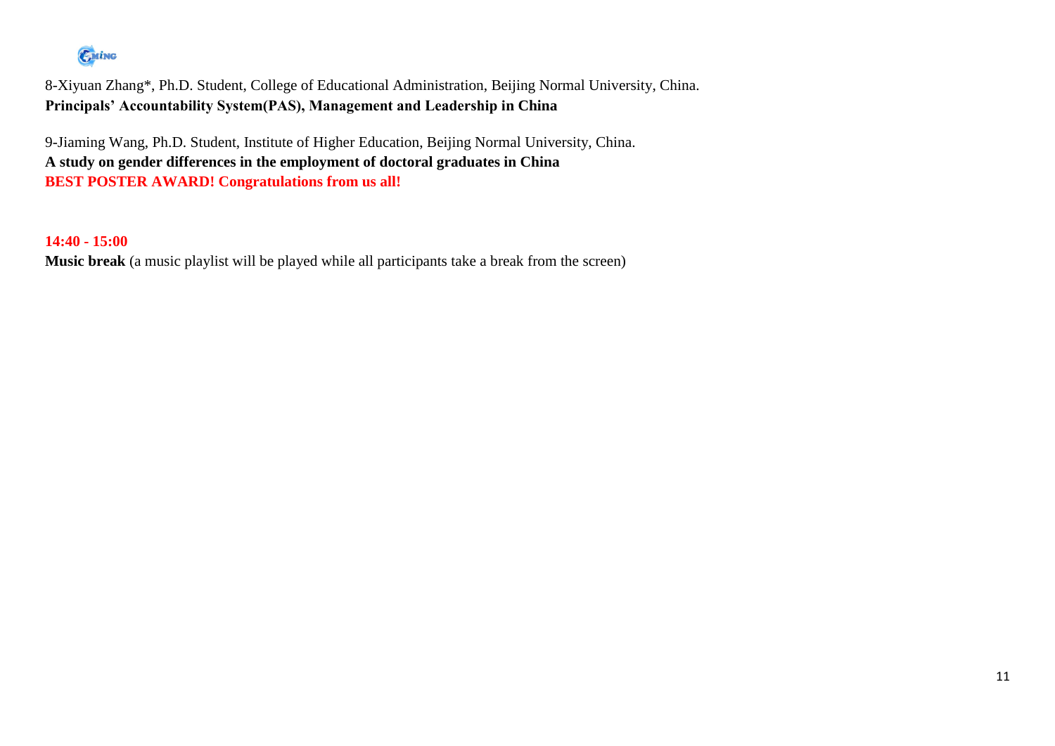8-Xiyuan Zhang*, Ph.D. Student, College of Educational Administration, Beijing Normal University, China.
**Principals' Accountability System(PAS), Management and Leadership in China**

9-Jiaming Wang, Ph.D. Student, Institute of Higher Education, Beijing Normal University, China.
**A study on gender differences in the employment of doctoral graduates in China**
**BEST POSTER AWARD! Congratulations from us all!**

**14:40 - 15:00**
**Music break** (a music playlist will be played while all participants take a break from the screen)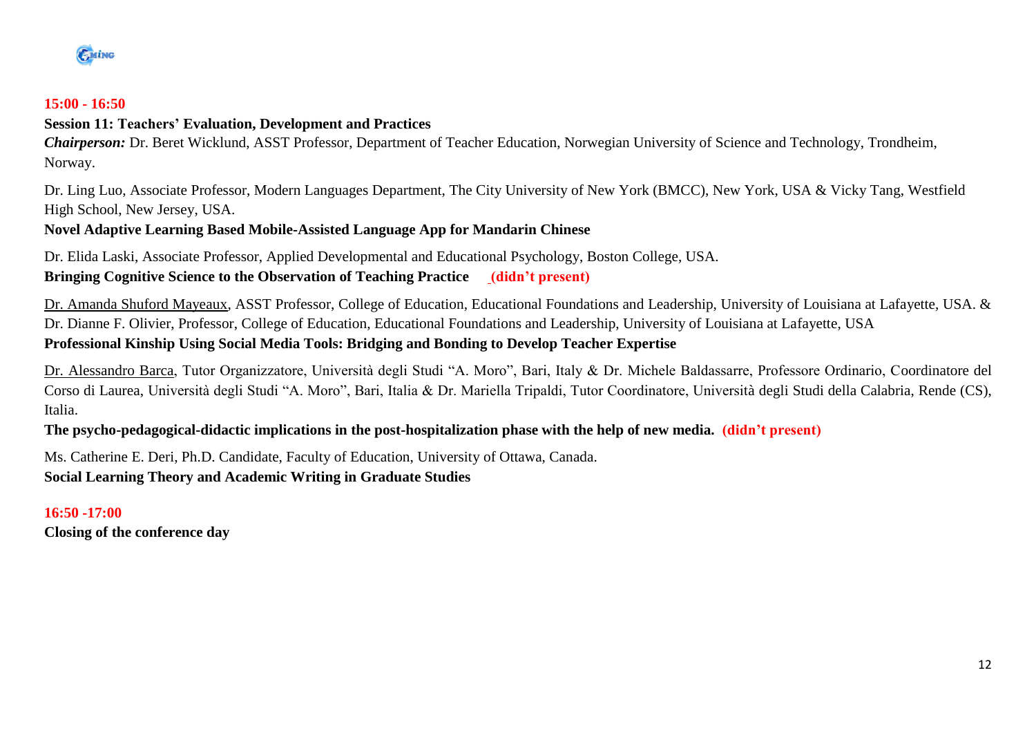**15:00 - 16:50**

**Session 11: Teachers' Evaluation, Development and Practices**

***Chairperson:*** Dr. Beret Wicklund, ASST Professor, Department of Teacher Education, Norwegian University of Science and Technology, Trondheim, Norway.

Dr. Ling Luo, Associate Professor, Modern Languages Department, The City University of New York (BMCC), New York, USA & Vicky Tang, Westfield High School, New Jersey, USA.

**Novel Adaptive Learning Based Mobile-Assisted Language App for Mandarin Chinese**

Dr. Elida Laski, Associate Professor, Applied Developmental and Educational Psychology, Boston College, USA.

**Bringing Cognitive Science to the Observation of Teaching Practice (didn't present)**

Dr. Amanda Shuford Mayeaux, ASST Professor, College of Education, Educational Foundations and Leadership, University of Louisiana at Lafayette, USA. & Dr. Dianne F. Olivier, Professor, College of Education, Educational Foundations and Leadership, University of Louisiana at Lafayette, USA

**Professional Kinship Using Social Media Tools: Bridging and Bonding to Develop Teacher Expertise**

Dr. Alessandro Barca, Tutor Organizzatore, Università degli Studi "A. Moro", Bari, Italy & Dr. Michele Baldassarre, Professore Ordinario, Coordinatore del Corso di Laurea, Università degli Studi "A. Moro", Bari, Italia & Dr. Mariella Tripaldi, Tutor Coordinatore, Università degli Studi della Calabria, Rende (CS), Italia.

**The psycho-pedagogical-didactic implications in the post-hospitalization phase with the help of new media. (didn't present)**

Ms. Catherine E. Deri, Ph.D. Candidate, Faculty of Education, University of Ottawa, Canada.

**Social Learning Theory and Academic Writing in Graduate Studies**

**16:50 -17:00**

**Closing of the conference day**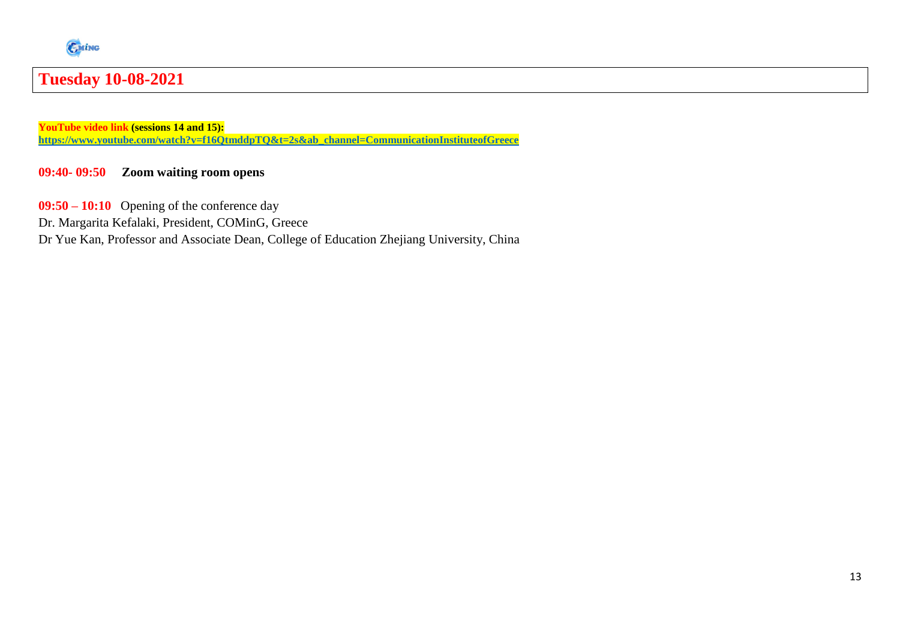# Tuesday 10-08-2021

**YouTube video link (sessions 14 and 15):**
**https://www.youtube.com/watch?v=f16QtmddpTQ&t=2s&ab_channel=CommunicationInstituteofGreece**

**09:40- 09:50 Zoom waiting room opens**

**09:50 – 10:10** Opening of the conference day
Dr. Margarita Kefalaki, President, COMinG, Greece
Dr Yue Kan, Professor and Associate Dean, College of Education Zhejiang University, China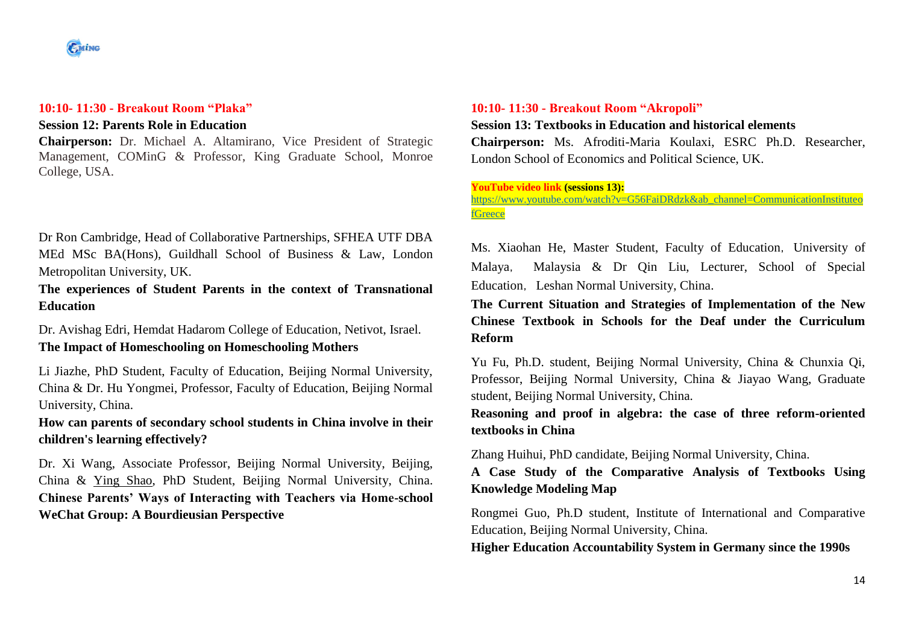**10:10- 11:30 - Breakout Room "Plaka"**

**Session 12: Parents Role in Education**

**Chairperson:** Dr. Michael A. Altamirano, Vice President of Strategic Management, COMinG & Professor, King Graduate School, Monroe College, USA.

Dr Ron Cambridge, Head of Collaborative Partnerships, SFHEA UTF DBA MEd MSc BA(Hons), Guildhall School of Business & Law, London Metropolitan University, UK.

**The experiences of Student Parents in the context of Transnational Education**

Dr. Avishag Edri, Hemdat Hadarom College of Education, Netivot, Israel.

**The Impact of Homeschooling on Homeschooling Mothers**

Li Jiazhe, PhD Student, Faculty of Education, Beijing Normal University, China & Dr. Hu Yongmei, Professor, Faculty of Education, Beijing Normal University, China.

**How can parents of secondary school students in China involve in their children's learning effectively?**

Dr. Xi Wang, Associate Professor, Beijing Normal University, Beijing, China & Ying Shao, PhD Student, Beijing Normal University, China.

**Chinese Parents' Ways of Interacting with Teachers via Home-school WeChat Group: A Bourdieusian Perspective**

**10:10- 11:30 - Breakout Room "Akropoli"**

**Session 13: Textbooks in Education and historical elements**

**Chairperson:** Ms. Afroditi-Maria Koulaxi, ESRC Ph.D. Researcher, London School of Economics and Political Science, UK.

**YouTube video link (sessions 13):**
https://www.youtube.com/watch?v=G56FaiDRdzk&ab_channel=CommunicationInstituteofGreece

Ms. Xiaohan He, Master Student, Faculty of Education, University of Malaya, Malaysia & Dr Qin Liu, Lecturer, School of Special Education, Leshan Normal University, China.

**The Current Situation and Strategies of Implementation of the New Chinese Textbook in Schools for the Deaf under the Curriculum Reform**

Yu Fu, Ph.D. student, Beijing Normal University, China & Chunxia Qi, Professor, Beijing Normal University, China & Jiayao Wang, Graduate student, Beijing Normal University, China.

**Reasoning and proof in algebra: the case of three reform-oriented textbooks in China**

Zhang Huihui, PhD candidate, Beijing Normal University, China.

**A Case Study of the Comparative Analysis of Textbooks Using Knowledge Modeling Map**

Rongmei Guo, Ph.D student, Institute of International and Comparative Education, Beijing Normal University, China.

**Higher Education Accountability System in Germany since the 1990s**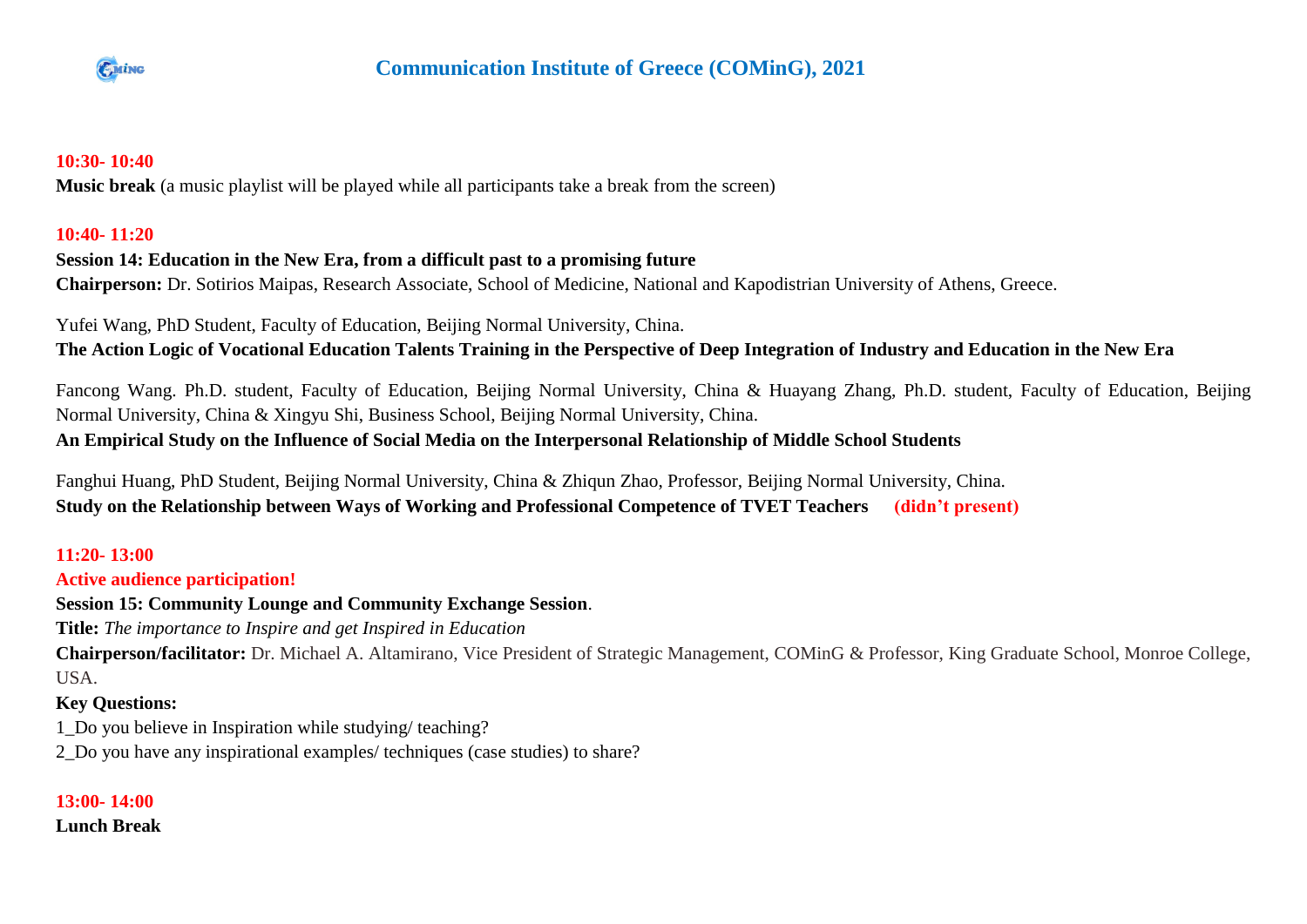**10:30- 10:40**

**Music break** (a music playlist will be played while all participants take a break from the screen)

**10:40- 11:20**

**Session 14: Education in the New Era, from a difficult past to a promising future**

**Chairperson:** Dr. Sotirios Maipas, Research Associate, School of Medicine, National and Kapodistrian University of Athens, Greece.

Yufei Wang, PhD Student, Faculty of Education, Beijing Normal University, China.

**The Action Logic of Vocational Education Talents Training in the Perspective of Deep Integration of Industry and Education in the New Era**

Fancong Wang. Ph.D. student, Faculty of Education, Beijing Normal University, China & Huayang Zhang, Ph.D. student, Faculty of Education, Beijing Normal University, China & Xingyu Shi, Business School, Beijing Normal University, China.

**An Empirical Study on the Influence of Social Media on the Interpersonal Relationship of Middle School Students**

Fanghui Huang, PhD Student, Beijing Normal University, China & Zhiqun Zhao, Professor, Beijing Normal University, China.

**Study on the Relationship between Ways of Working and Professional Competence of TVET Teachers (didn't present)**

**11:20- 13:00**

**Active audience participation!**

**Session 15: Community Lounge and Community Exchange Session**.

**Title:** *The importance to Inspire and get Inspired in Education*

**Chairperson/facilitator:** Dr. Michael A. Altamirano, Vice President of Strategic Management, COMinG & Professor, King Graduate School, Monroe College, USA.

**Key Questions:**

1_Do you believe in Inspiration while studying/ teaching?

2_Do you have any inspirational examples/ techniques (case studies) to share?

**13:00- 14:00**

**Lunch Break**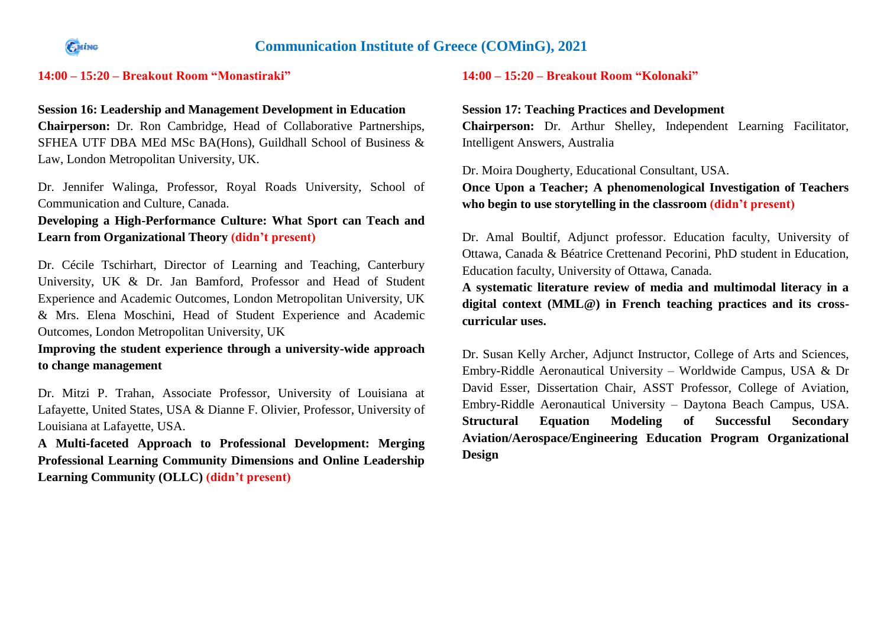**14:00 – 15:20 – Breakout Room "Monastiraki"**

**Session 16: Leadership and Management Development in Education**

**Chairperson:** Dr. Ron Cambridge, Head of Collaborative Partnerships, SFHEA UTF DBA MEd MSc BA(Hons), Guildhall School of Business & Law, London Metropolitan University, UK.

Dr. Jennifer Walinga, Professor, Royal Roads University, School of Communication and Culture, Canada.

**Developing a High-Performance Culture: What Sport can Teach and Learn from Organizational Theory (didn't present)**

Dr. Cécile Tschirhart, Director of Learning and Teaching, Canterbury University, UK & Dr. Jan Bamford, Professor and Head of Student Experience and Academic Outcomes, London Metropolitan University, UK & Mrs. Elena Moschini, Head of Student Experience and Academic Outcomes, London Metropolitan University, UK

**Improving the student experience through a university-wide approach to change management**

Dr. Mitzi P. Trahan, Associate Professor, University of Louisiana at Lafayette, United States, USA & Dianne F. Olivier, Professor, University of Louisiana at Lafayette, USA.

**A Multi-faceted Approach to Professional Development: Merging Professional Learning Community Dimensions and Online Leadership Learning Community (OLLC) (didn't present)**

**14:00 – 15:20 – Breakout Room "Kolonaki"**

**Session 17: Teaching Practices and Development**

**Chairperson:** Dr. Arthur Shelley, Independent Learning Facilitator, Intelligent Answers, Australia

Dr. Moira Dougherty, Educational Consultant, USA.

**Once Upon a Teacher; A phenomenological Investigation of Teachers who begin to use storytelling in the classroom (didn't present)**

Dr. Amal Boultif, Adjunct professor. Education faculty, University of Ottawa, Canada & Béatrice Crettenand Pecorini, PhD student in Education, Education faculty, University of Ottawa, Canada.

**A systematic literature review of media and multimodal literacy in a digital context (MML@) in French teaching practices and its cross-curricular uses.**

Dr. Susan Kelly Archer, Adjunct Instructor, College of Arts and Sciences, Embry-Riddle Aeronautical University – Worldwide Campus, USA & Dr David Esser, Dissertation Chair, ASST Professor, College of Aviation, Embry-Riddle Aeronautical University – Daytona Beach Campus, USA.

**Structural Equation Modeling of Successful Secondary Aviation/Aerospace/Engineering Education Program Organizational Design**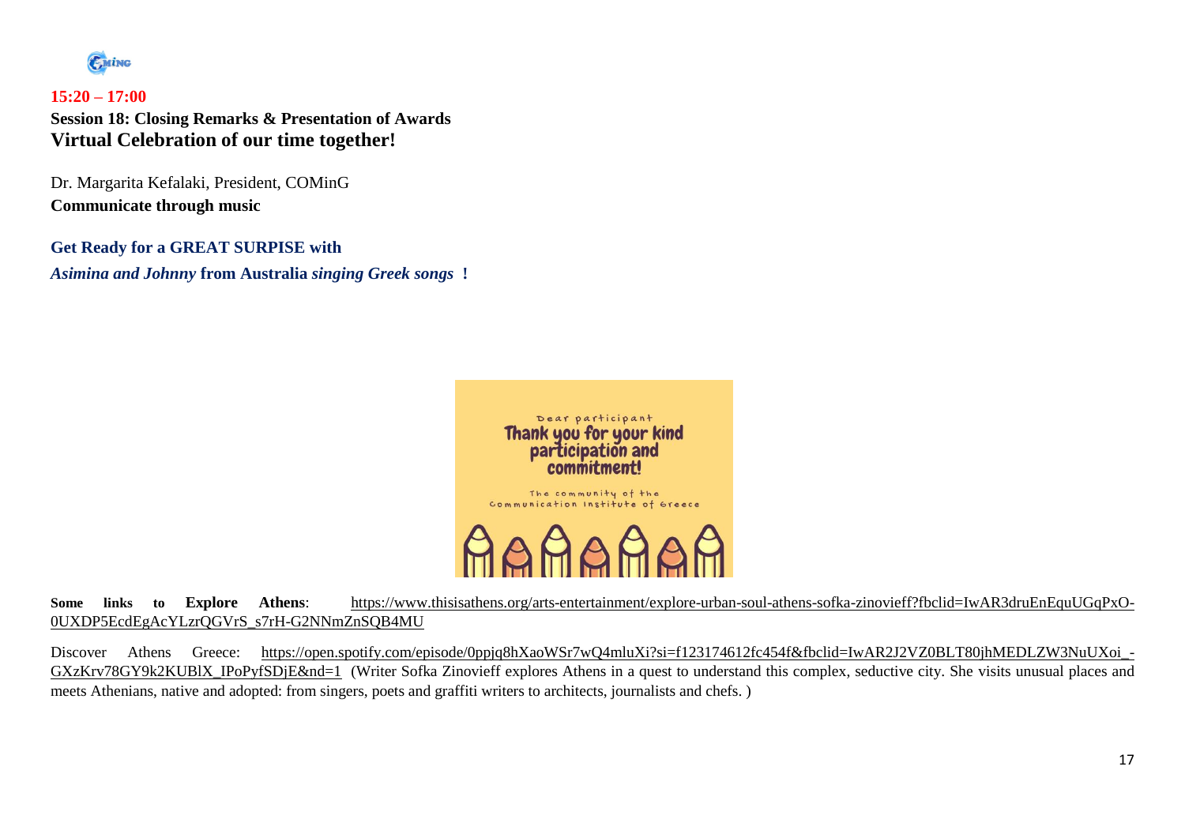**15:20 – 17:00**

**Session 18: Closing Remarks & Presentation of Awards**

**Virtual Celebration of our time together!**

Dr. Margarita Kefalaki, President, COMinG

**Communicate through music**

**Get Ready for a GREAT SURPISE with**

***Asimina and Johnny* from Australia *singing Greek songs* !**

**Some links to Explore Athens**: https://www.thisisathens.org/arts-entertainment/explore-urban-soul-athens-sofka-zinovieff?fbclid=IwAR3druEnEquUGqPxO-0UXDP5EcdEgAcYLzrQGVrS_s7rH-G2NNmZnSQB4MU

Discover Athens Greece: https://open.spotify.com/episode/0ppjq8hXaoWSr7wQ4mluXi?si=f123174612fc454f&fbclid=IwAR2J2VZ0BLT80jhMEDLZW3NuUXoi_-GXzKrv78GY9k2KUBlX_IPoPyfSDjE&nd=1 (Writer Sofka Zinovieff explores Athens in a quest to understand this complex, seductive city. She visits unusual places and meets Athenians, native and adopted: from singers, poets and graffiti writers to architects, journalists and chefs. )